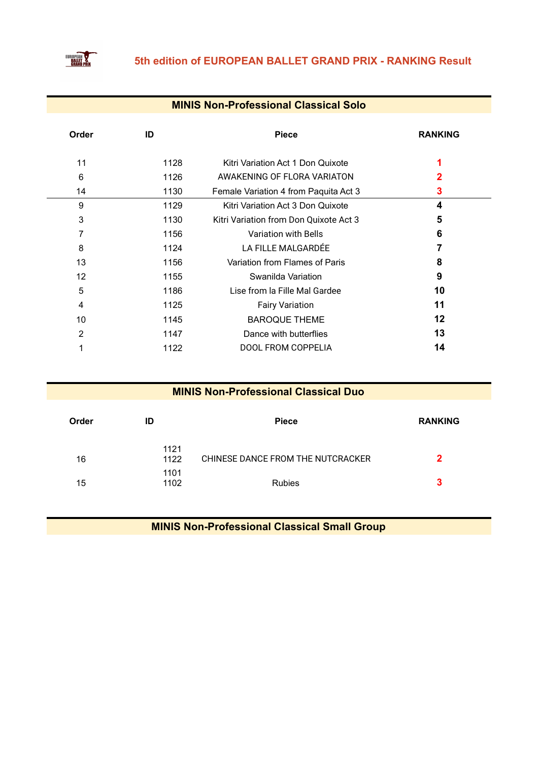# 5th edition of EUROPEAN BALLET GRAND PRIX - RANKING Result

## MINIS Non-Professional Classical Solo

| Order | ID | Piece | RANKING |
|---|---|---|---|
| 11 | 1128 | Kitri Variation Act 1 Don Quixote | 1 |
| 6 | 1126 | AWAKENING OF FLORA VARIATON | 2 |
| 14 | 1130 | Female Variation 4 from Paquita Act 3 | 3 |
| 9 | 1129 | Kitri Variation Act 3 Don Quixote | 4 |
| 3 | 1130 | Kitri Variation from Don Quixote Act 3 | 5 |
| 7 | 1156 | Variation with Bells | 6 |
| 8 | 1124 | LA FILLE MALGARDÉE | 7 |
| 13 | 1156 | Variation from Flames of Paris | 8 |
| 12 | 1155 | Swanilda Variation | 9 |
| 5 | 1186 | Lise from la Fille Mal Gardee | 10 |
| 4 | 1125 | Fairy Variation | 11 |
| 10 | 1145 | BAROQUE THEME | 12 |
| 2 | 1147 | Dance with butterflies | 13 |
| 1 | 1122 | DOOL FROM COPPELIA | 14 |

## MINIS Non-Professional Classical Duo

| Order | ID | Piece | RANKING |
|---|---|---|---|
| 16 | 1121 1122 | CHINESE DANCE FROM THE NUTCRACKER | 2 |
| 15 | 1101 1102 | Rubies | 3 |

## MINIS Non-Professional Classical Small Group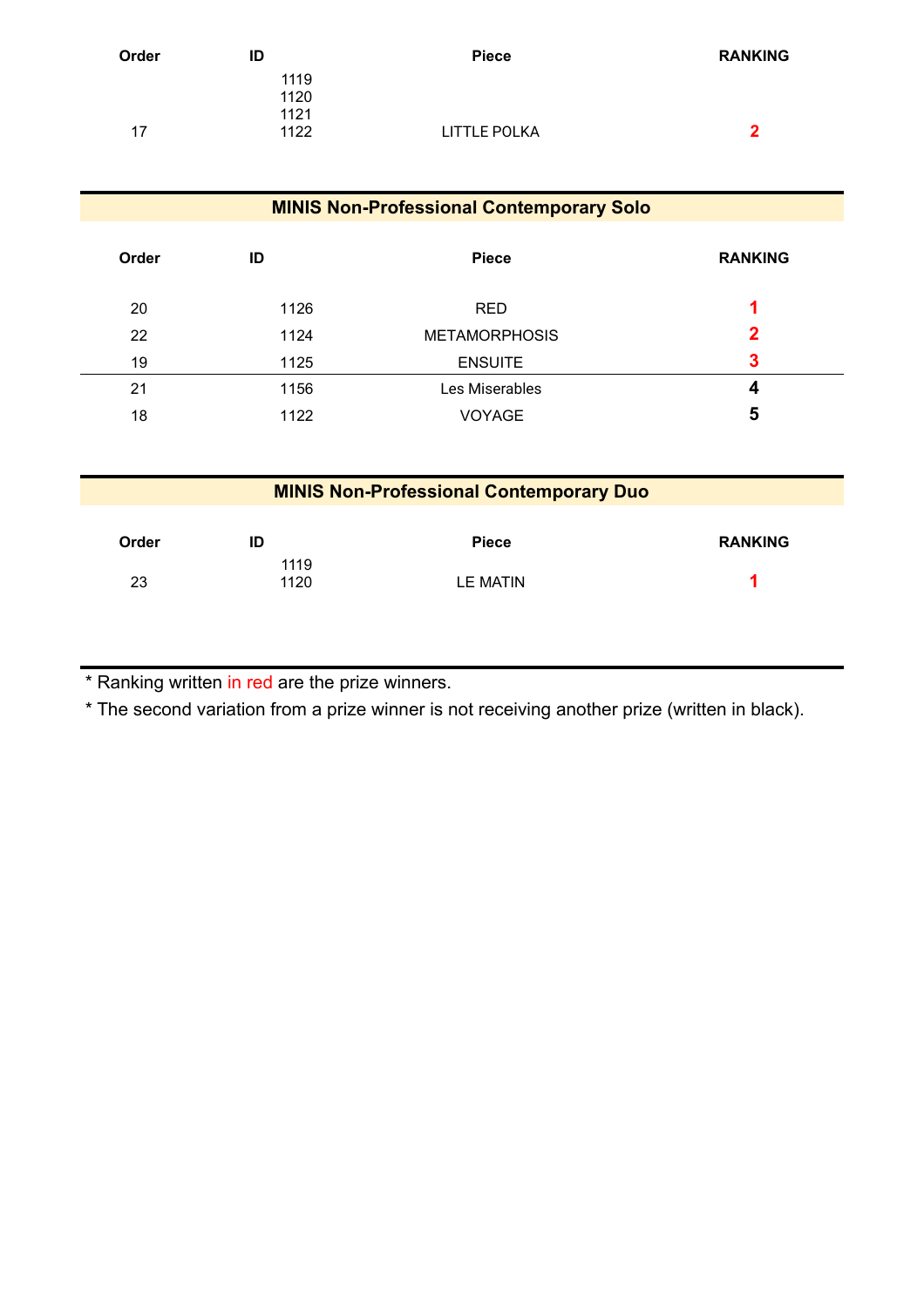| Order | ID | Piece | RANKING |
|---|---|---|---|
| 17 | 1119<br>1120<br>1121<br>1122 | LITTLE POLKA | 2 |

## MINIS Non-Professional Contemporary Solo

| Order | ID | Piece | RANKING |
|---|---|---|---|
| 20 | 1126 | RED | 1 |
| 22 | 1124 | METAMORPHOSIS | 2 |
| 19 | 1125 | ENSUITE | 3 |
| 21 | 1156 | Les Miserables | 4 |
| 18 | 1122 | VOYAGE | 5 |

## MINIS Non-Professional Contemporary Duo

| Order | ID | Piece | RANKING |
|---|---|---|---|
| 23 | 1119<br>1120 | LE MATIN | 1 |

* Ranking written in red are the prize winners.
* The second variation from a prize winner is not receiving another prize (written in black).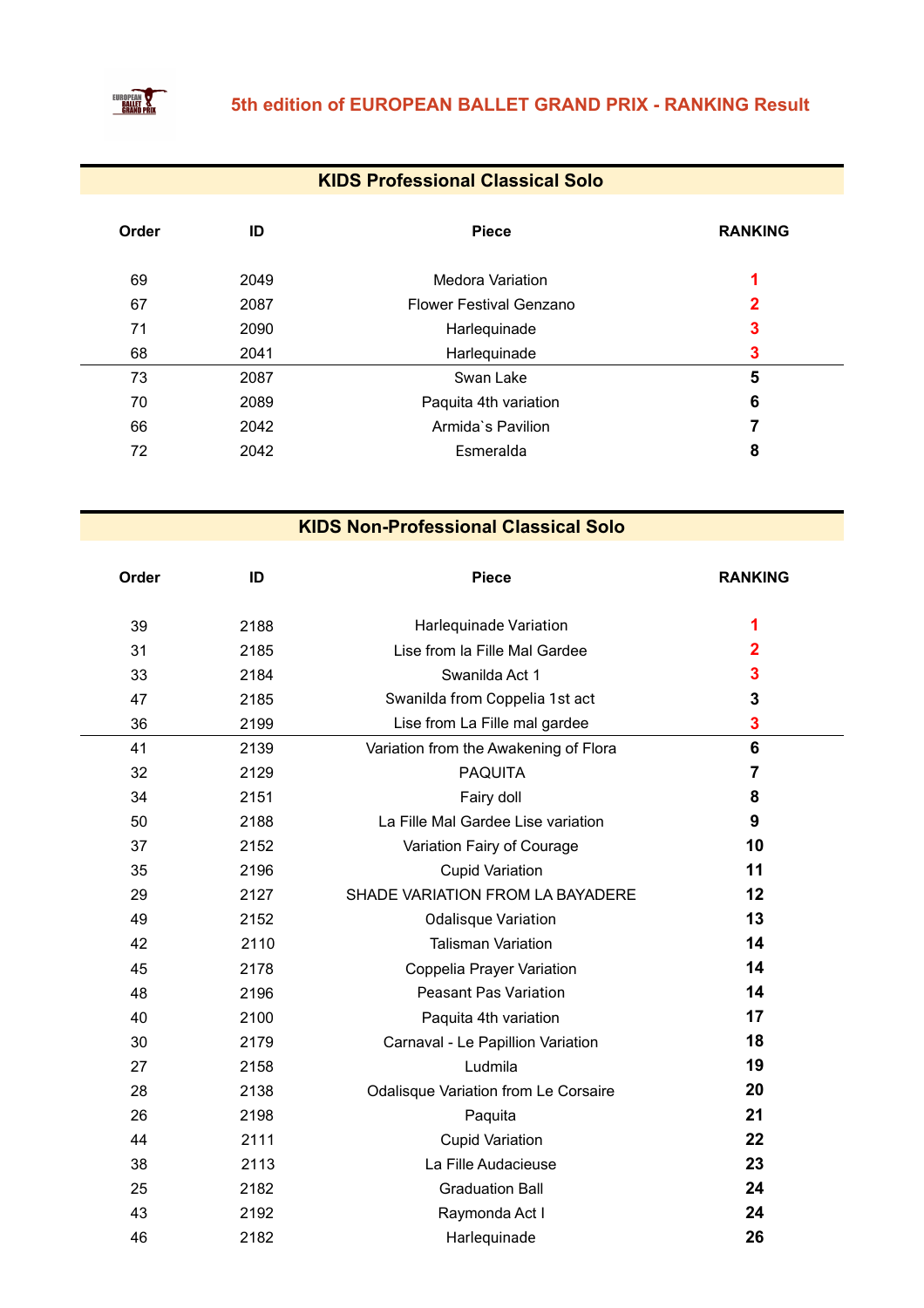# 5th edition of EUROPEAN BALLET GRAND PRIX - RANKING Result

## KIDS Professional Classical Solo

| Order | ID | Piece | RANKING |
|---|---|---|---|
| 69 | 2049 | Medora Variation | 1 |
| 67 | 2087 | Flower Festival Genzano | 2 |
| 71 | 2090 | Harlequinade | 3 |
| 68 | 2041 | Harlequinade | 3 |
| 73 | 2087 | Swan Lake | 5 |
| 70 | 2089 | Paquita 4th variation | 6 |
| 66 | 2042 | Armida`s Pavilion | 7 |
| 72 | 2042 | Esmeralda | 8 |

## KIDS Non-Professional Classical Solo

| Order | ID | Piece | RANKING |
|---|---|---|---|
| 39 | 2188 | Harlequinade Variation | 1 |
| 31 | 2185 | Lise from la Fille Mal Gardee | 2 |
| 33 | 2184 | Swanilda Act 1 | 3 |
| 47 | 2185 | Swanilda from Coppelia 1st act | 3 |
| 36 | 2199 | Lise from La Fille mal gardee | 3 |
| 41 | 2139 | Variation from the Awakening of Flora | 6 |
| 32 | 2129 | PAQUITA | 7 |
| 34 | 2151 | Fairy doll | 8 |
| 50 | 2188 | La Fille Mal Gardee Lise variation | 9 |
| 37 | 2152 | Variation Fairy of Courage | 10 |
| 35 | 2196 | Cupid Variation | 11 |
| 29 | 2127 | SHADE VARIATION FROM LA BAYADERE | 12 |
| 49 | 2152 | Odalisque Variation | 13 |
| 42 | 2110 | Talisman Variation | 14 |
| 45 | 2178 | Coppelia Prayer Variation | 14 |
| 48 | 2196 | Peasant Pas Variation | 14 |
| 40 | 2100 | Paquita 4th variation | 17 |
| 30 | 2179 | Carnaval - Le Papillion Variation | 18 |
| 27 | 2158 | Ludmila | 19 |
| 28 | 2138 | Odalisque Variation from Le Corsaire | 20 |
| 26 | 2198 | Paquita | 21 |
| 44 | 2111 | Cupid Variation | 22 |
| 38 | 2113 | La Fille Audacieuse | 23 |
| 25 | 2182 | Graduation Ball | 24 |
| 43 | 2192 | Raymonda Act I | 24 |
| 46 | 2182 | Harlequinade | 26 |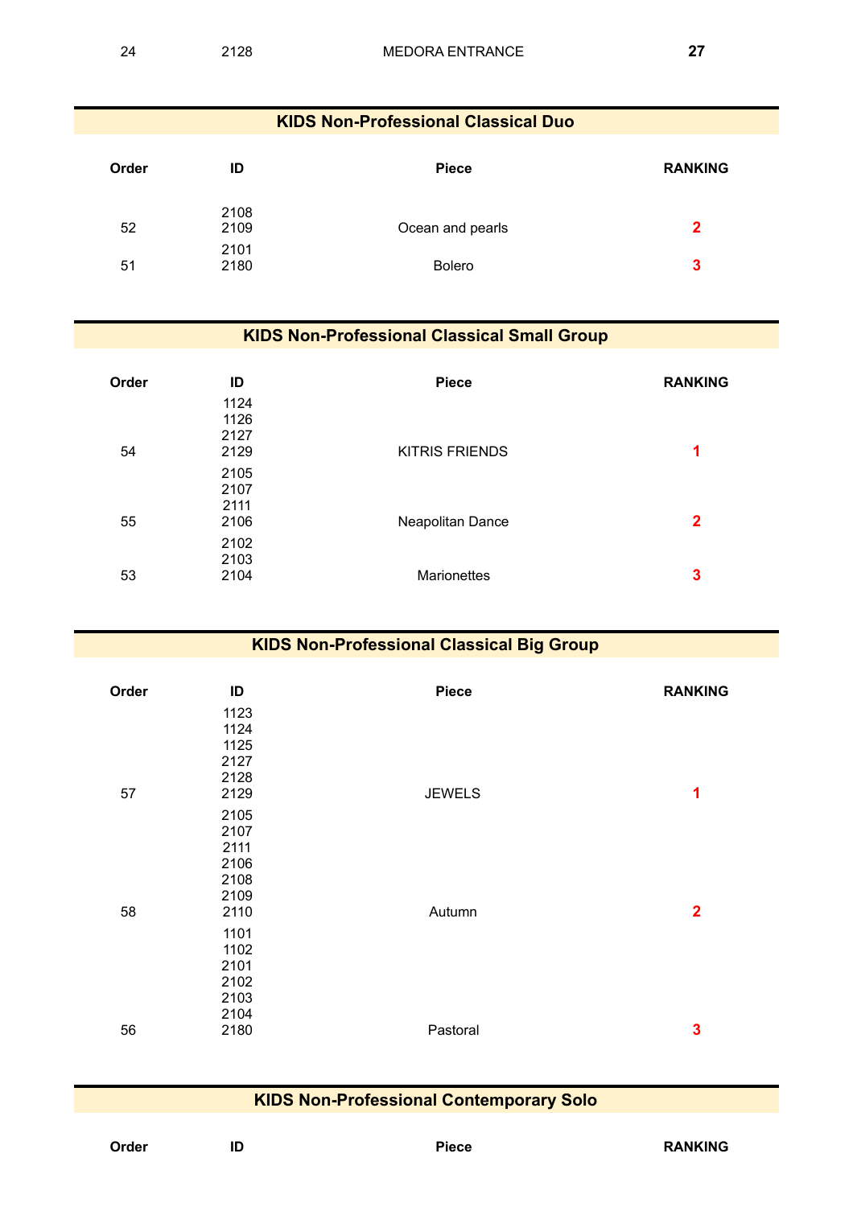| 24 | 2128 | MEDORA ENTRANCE | **27** |
|---|---|---|---|

## KIDS Non-Professional Classical Duo

| Order | ID | Piece | RANKING |
|---|---|---|---|
| 52 | 2108<br>2109 | Ocean and pearls | **2** |
| 51 | 2101<br>2180 | Bolero | **3** |

## KIDS Non-Professional Classical Small Group

| Order | ID | Piece | RANKING |
|---|---|---|---|
| 54 | 1124<br>1126<br>2127<br>2129 | KITRIS FRIENDS | **1** |
| 55 | 2105<br>2107<br>2111<br>2106 | Neapolitan Dance | **2** |
| 53 | 2102<br>2103<br>2104 | Marionettes | **3** |

## KIDS Non-Professional Classical Big Group

| Order | ID | Piece | RANKING |
|---|---|---|---|
| 57 | 1123<br>1124<br>1125<br>2127<br>2128<br>2129 | JEWELS | **1** |
| 58 | 2105<br>2107<br>2111<br>2106<br>2108<br>2109<br>2110 | Autumn | **2** |
| 56 | 1101<br>1102<br>2101<br>2102<br>2103<br>2104<br>2180 | Pastoral | **3** |

## KIDS Non-Professional Contemporary Solo

| Order | ID | Piece | RANKING |
|---|---|---|---|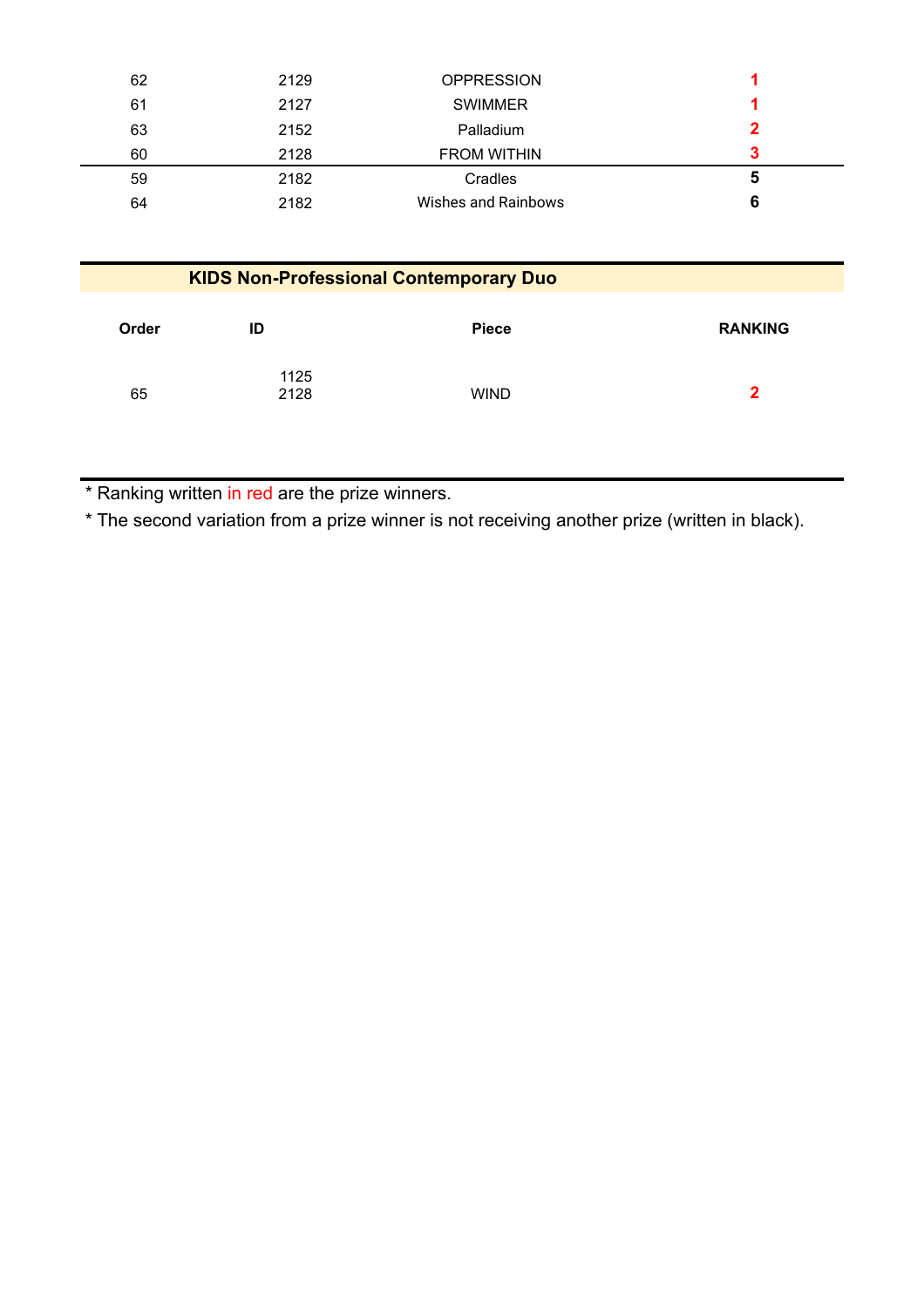| | | | |
|---|---|---|---|
| 62 | 2129 | OPPRESSION | 1 |
| 61 | 2127 | SWIMMER | 1 |
| 63 | 2152 | Palladium | 2 |
| 60 | 2128 | FROM WITHIN | 3 |
| 59 | 2182 | Cradles | 5 |
| 64 | 2182 | Wishes and Rainbows | 6 |

## KIDS Non-Professional Contemporary Duo

| Order | ID | Piece | RANKING |
|---|---|---|---|
| 65 | 1125<br>2128 | WIND | 2 |

* Ranking written in red are the prize winners.
* The second variation from a prize winner is not receiving another prize (written in black).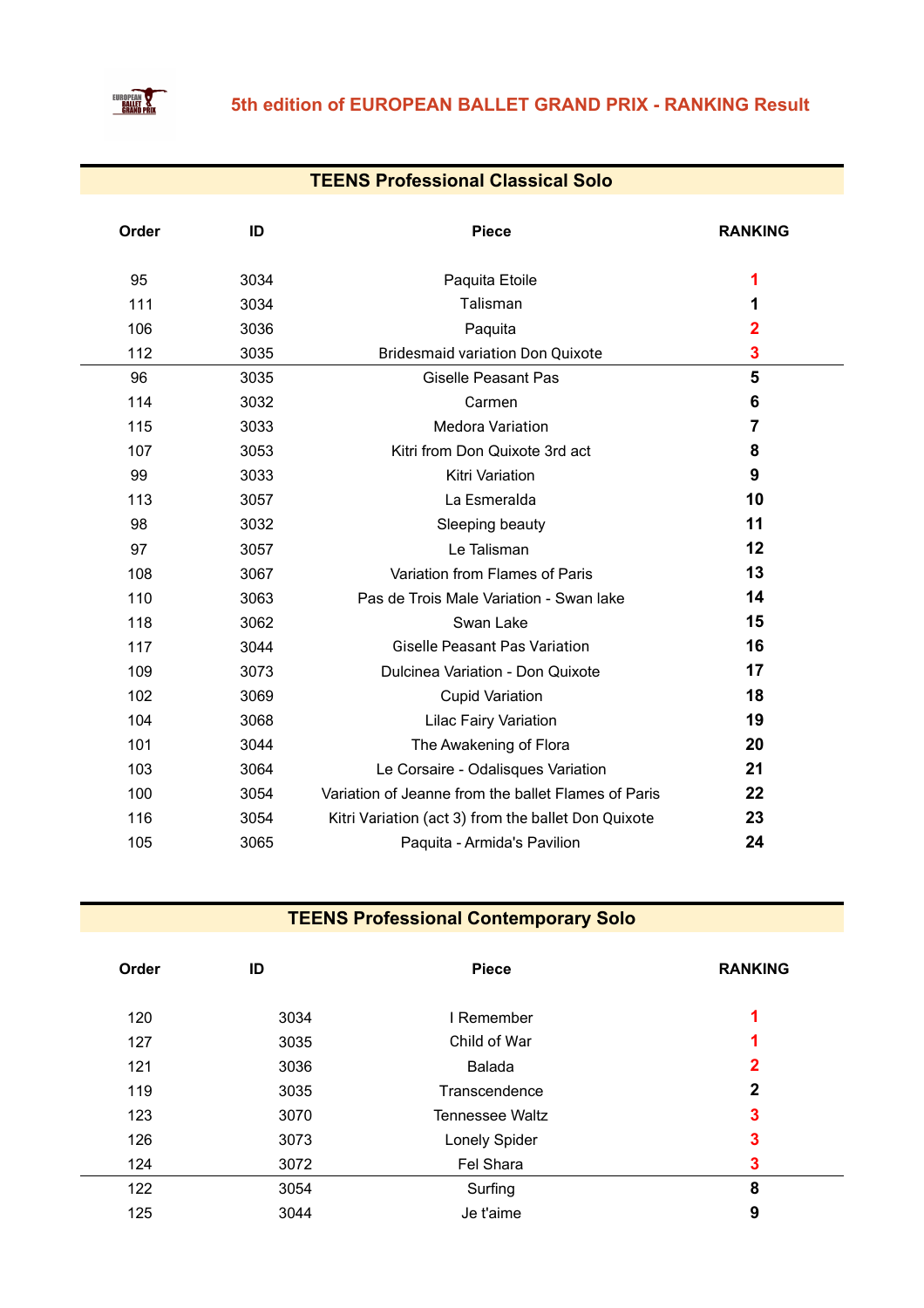## 5th edition of EUROPEAN BALLET GRAND PRIX - RANKING Result

### TEENS Professional Classical Solo

| Order | ID | Piece | RANKING |
|---|---|---|---|
| 95 | 3034 | Paquita Etoile | 1 |
| 111 | 3034 | Talisman | 1 |
| 106 | 3036 | Paquita | 2 |
| 112 | 3035 | Bridesmaid variation Don Quixote | 3 |
| 96 | 3035 | Giselle Peasant Pas | 5 |
| 114 | 3032 | Carmen | 6 |
| 115 | 3033 | Medora Variation | 7 |
| 107 | 3053 | Kitri from Don Quixote 3rd act | 8 |
| 99 | 3033 | Kitri Variation | 9 |
| 113 | 3057 | La Esmeralda | 10 |
| 98 | 3032 | Sleeping beauty | 11 |
| 97 | 3057 | Le Talisman | 12 |
| 108 | 3067 | Variation from Flames of Paris | 13 |
| 110 | 3063 | Pas de Trois Male Variation - Swan lake | 14 |
| 118 | 3062 | Swan Lake | 15 |
| 117 | 3044 | Giselle Peasant Pas Variation | 16 |
| 109 | 3073 | Dulcinea Variation - Don Quixote | 17 |
| 102 | 3069 | Cupid Variation | 18 |
| 104 | 3068 | Lilac Fairy Variation | 19 |
| 101 | 3044 | The Awakening of Flora | 20 |
| 103 | 3064 | Le Corsaire - Odalisques Variation | 21 |
| 100 | 3054 | Variation of Jeanne from the ballet Flames of Paris | 22 |
| 116 | 3054 | Kitri Variation (act 3) from the ballet Don Quixote | 23 |
| 105 | 3065 | Paquita - Armida's Pavilion | 24 |

### TEENS Professional Contemporary Solo

| Order | ID | Piece | RANKING |
|---|---|---|---|
| 120 | 3034 | I Remember | 1 |
| 127 | 3035 | Child of War | 1 |
| 121 | 3036 | Balada | 2 |
| 119 | 3035 | Transcendence | 2 |
| 123 | 3070 | Tennessee Waltz | 3 |
| 126 | 3073 | Lonely Spider | 3 |
| 124 | 3072 | Fel Shara | 3 |
| 122 | 3054 | Surfing | 8 |
| 125 | 3044 | Je t'aime | 9 |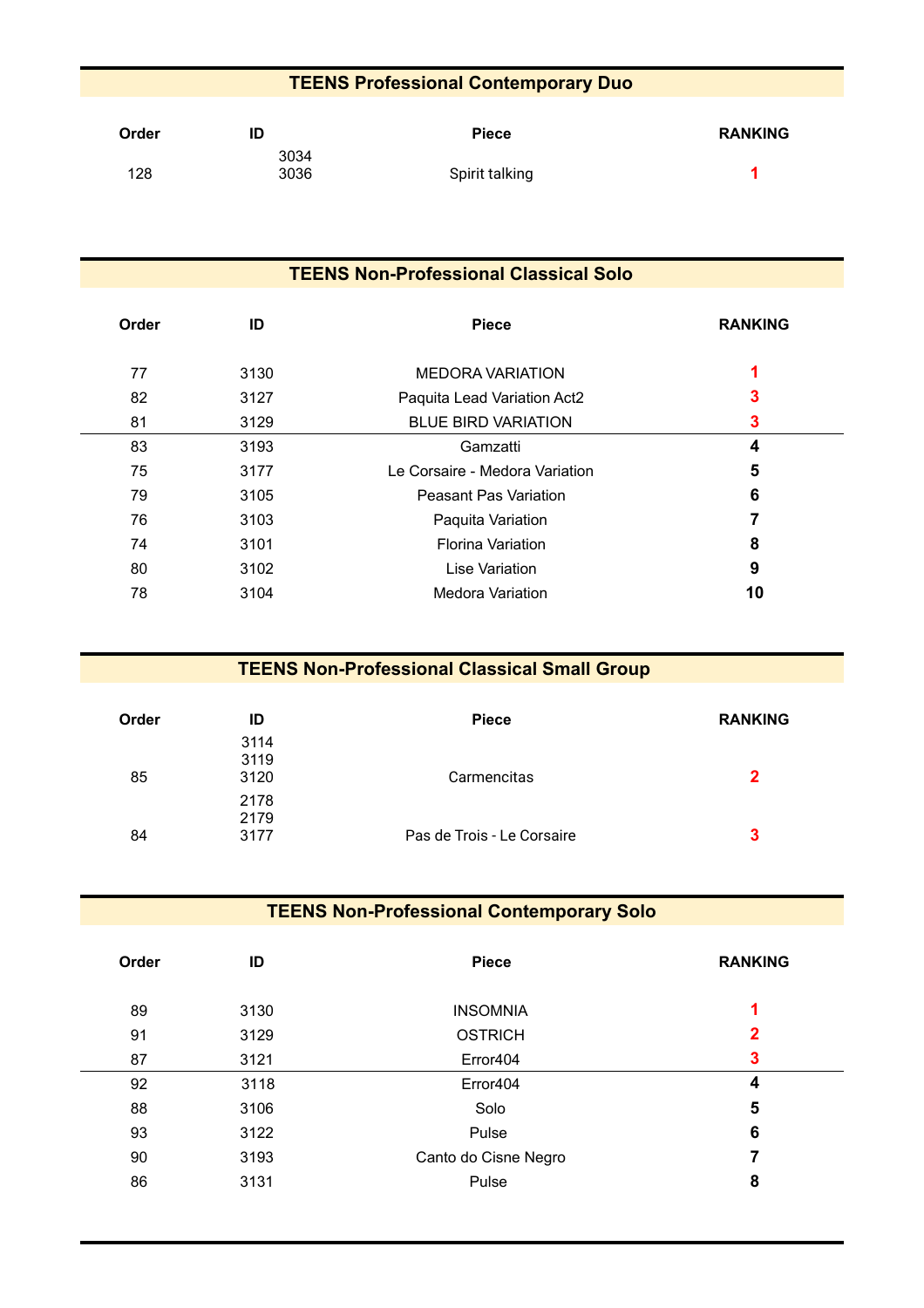## TEENS Professional Contemporary Duo

| Order | ID | Piece | RANKING |
|---|---|---|---|
| 128 | 3034<br>3036 | Spirit talking | 1 |

## TEENS Non-Professional Classical Solo

| Order | ID | Piece | RANKING |
|---|---|---|---|
| 77 | 3130 | MEDORA VARIATION | 1 |
| 82 | 3127 | Paquita Lead Variation Act2 | 3 |
| 81 | 3129 | BLUE BIRD VARIATION | 3 |
| 83 | 3193 | Gamzatti | 4 |
| 75 | 3177 | Le Corsaire - Medora Variation | 5 |
| 79 | 3105 | Peasant Pas Variation | 6 |
| 76 | 3103 | Paquita Variation | 7 |
| 74 | 3101 | Florina Variation | 8 |
| 80 | 3102 | Lise Variation | 9 |
| 78 | 3104 | Medora Variation | 10 |

## TEENS Non-Professional Classical Small Group

| Order | ID | Piece | RANKING |
|---|---|---|---|
| 85 | 3114<br>3119<br>3120 | Carmencitas | 2 |
| 84 | 2178<br>2179<br>3177 | Pas de Trois - Le Corsaire | 3 |

## TEENS Non-Professional Contemporary Solo

| Order | ID | Piece | RANKING |
|---|---|---|---|
| 89 | 3130 | INSOMNIA | 1 |
| 91 | 3129 | OSTRICH | 2 |
| 87 | 3121 | Error404 | 3 |
| 92 | 3118 | Error404 | 4 |
| 88 | 3106 | Solo | 5 |
| 93 | 3122 | Pulse | 6 |
| 90 | 3193 | Canto do Cisne Negro | 7 |
| 86 | 3131 | Pulse | 8 |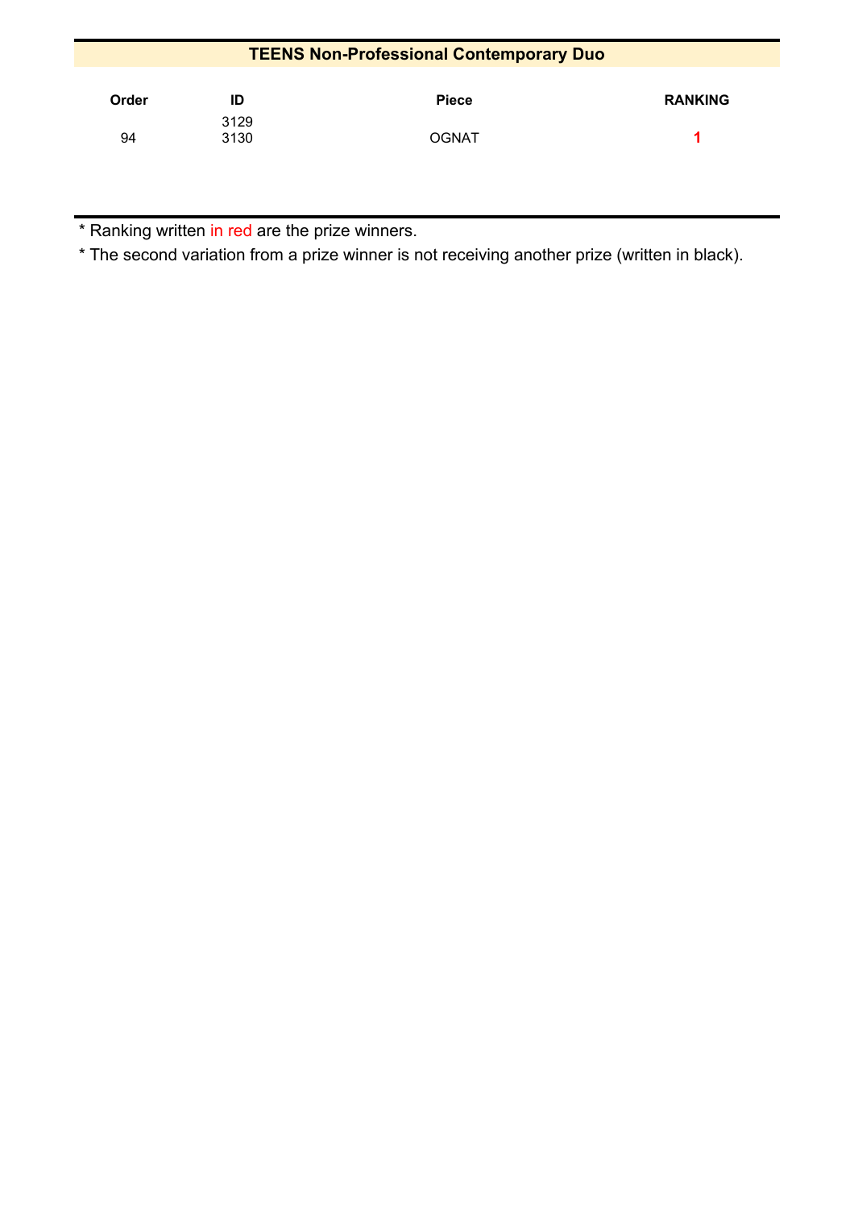## TEENS Non-Professional Contemporary Duo

| Order | ID | Piece | RANKING |
|---|---|---|---|
| 94 | 3129<br>3130 | OGNAT | 1 |

* Ranking written in red are the prize winners.
* The second variation from a prize winner is not receiving another prize (written in black).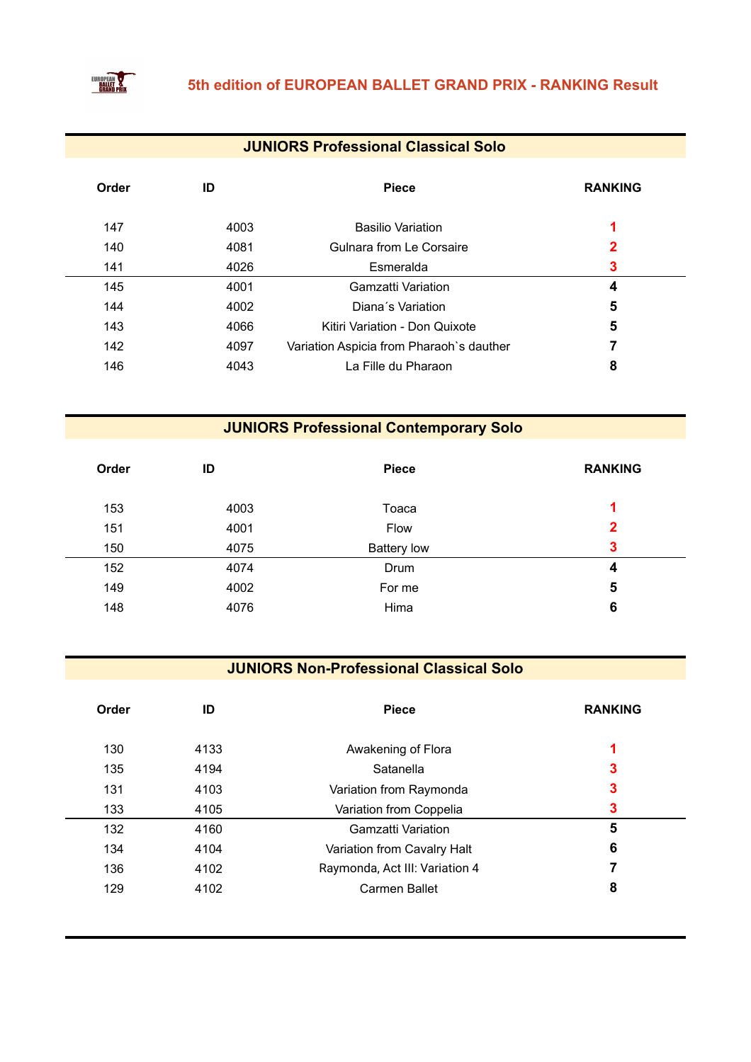# 5th edition of EUROPEAN BALLET GRAND PRIX - RANKING Result

## JUNIORS Professional Classical Solo

| Order | ID | Piece | RANKING |
|---|---|---|---|
| 147 | 4003 | Basilio Variation | 1 |
| 140 | 4081 | Gulnara from Le Corsaire | 2 |
| 141 | 4026 | Esmeralda | 3 |
| 145 | 4001 | Gamzatti Variation | 4 |
| 144 | 4002 | Diana´s Variation | 5 |
| 143 | 4066 | Kitiri Variation - Don Quixote | 5 |
| 142 | 4097 | Variation Aspicia from Pharaoh`s dauther | 7 |
| 146 | 4043 | La Fille du Pharaon | 8 |

## JUNIORS Professional Contemporary Solo

| Order | ID | Piece | RANKING |
|---|---|---|---|
| 153 | 4003 | Toaca | 1 |
| 151 | 4001 | Flow | 2 |
| 150 | 4075 | Battery low | 3 |
| 152 | 4074 | Drum | 4 |
| 149 | 4002 | For me | 5 |
| 148 | 4076 | Hima | 6 |

## JUNIORS Non-Professional Classical Solo

| Order | ID | Piece | RANKING |
|---|---|---|---|
| 130 | 4133 | Awakening of Flora | 1 |
| 135 | 4194 | Satanella | 3 |
| 131 | 4103 | Variation from Raymonda | 3 |
| 133 | 4105 | Variation from Coppelia | 3 |
| 132 | 4160 | Gamzatti Variation | 5 |
| 134 | 4104 | Variation from Cavalry Halt | 6 |
| 136 | 4102 | Raymonda, Act III: Variation 4 | 7 |
| 129 | 4102 | Carmen Ballet | 8 |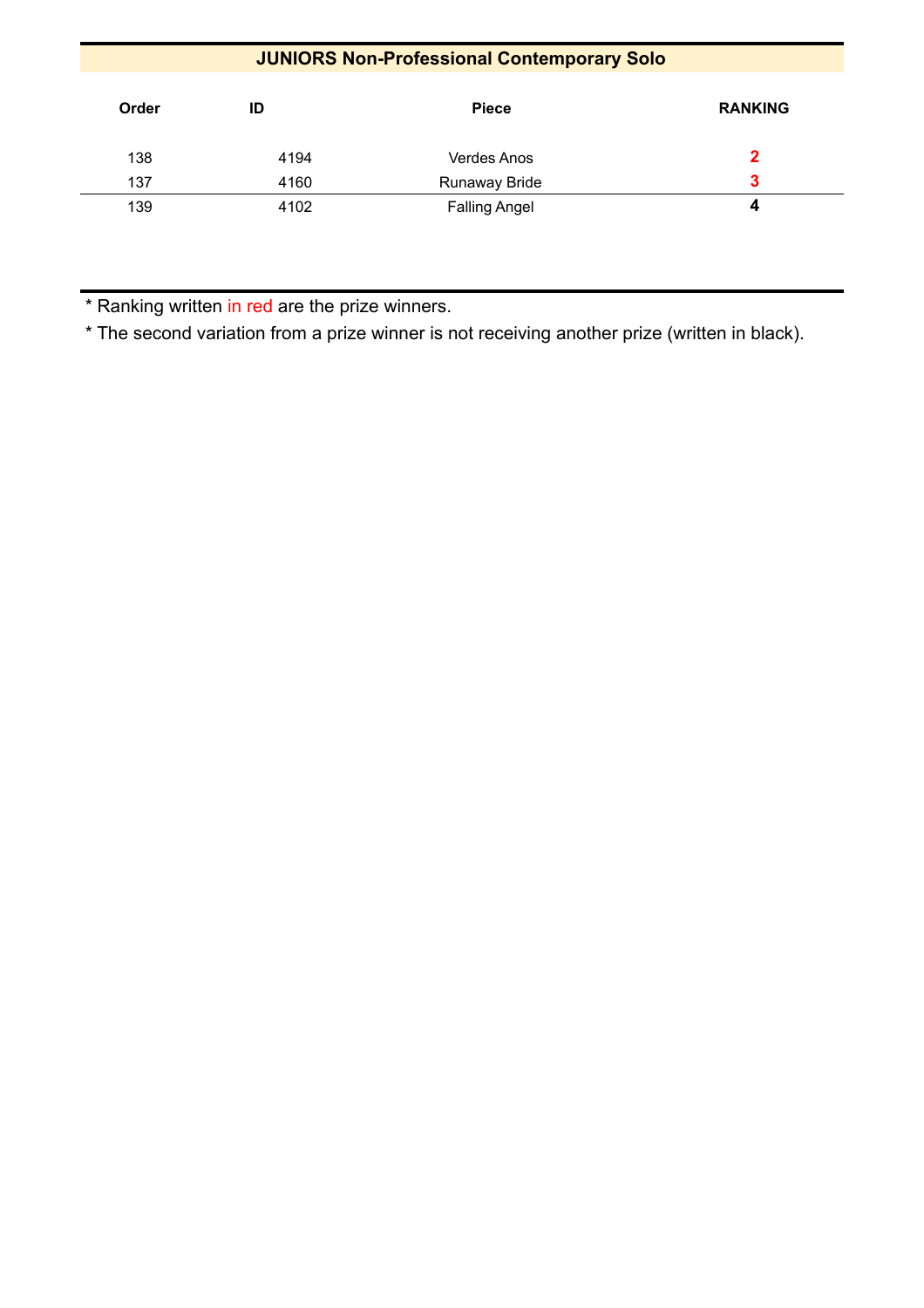## JUNIORS Non-Professional Contemporary Solo

| Order | ID | Piece | RANKING |
|---|---|---|---|
| 138 | 4194 | Verdes Anos | 2 |
| 137 | 4160 | Runaway Bride | 3 |
| 139 | 4102 | Falling Angel | 4 |

* Ranking written in red are the prize winners.
* The second variation from a prize winner is not receiving another prize (written in black).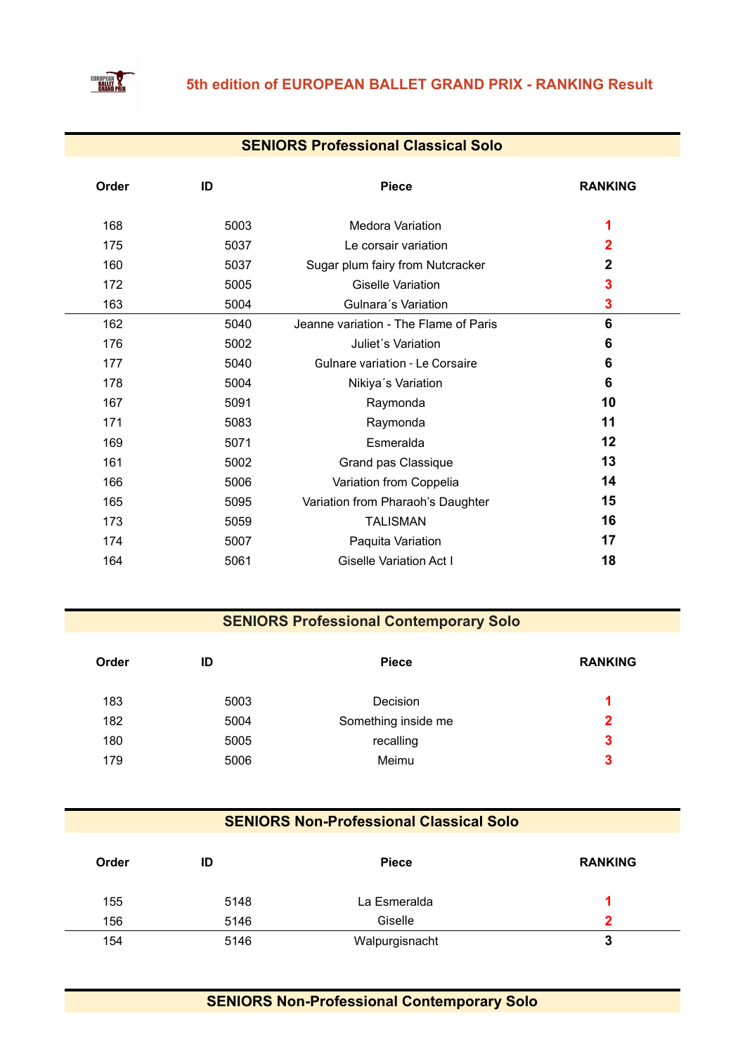## 5th edition of EUROPEAN BALLET GRAND PRIX - RANKING Result

### SENIORS Professional Classical Solo

| Order | ID | Piece | RANKING |
|---|---|---|---|
| 168 | 5003 | Medora Variation | 1 |
| 175 | 5037 | Le corsair variation | 2 |
| 160 | 5037 | Sugar plum fairy from Nutcracker | 2 |
| 172 | 5005 | Giselle Variation | 3 |
| 163 | 5004 | Gulnara´s Variation | 3 |
| 162 | 5040 | Jeanne variation - The Flame of Paris | 6 |
| 176 | 5002 | Juliet´s Variation | 6 |
| 177 | 5040 | Gulnare variation - Le Corsaire | 6 |
| 178 | 5004 | Nikiya´s Variation | 6 |
| 167 | 5091 | Raymonda | 10 |
| 171 | 5083 | Raymonda | 11 |
| 169 | 5071 | Esmeralda | 12 |
| 161 | 5002 | Grand pas Classique | 13 |
| 166 | 5006 | Variation from Coppelia | 14 |
| 165 | 5095 | Variation from Pharaoh's Daughter | 15 |
| 173 | 5059 | TALISMAN | 16 |
| 174 | 5007 | Paquita Variation | 17 |
| 164 | 5061 | Giselle Variation Act I | 18 |

### SENIORS Professional Contemporary Solo

| Order | ID | Piece | RANKING |
|---|---|---|---|
| 183 | 5003 | Decision | 1 |
| 182 | 5004 | Something inside me | 2 |
| 180 | 5005 | recalling | 3 |
| 179 | 5006 | Meimu | 3 |

### SENIORS Non-Professional Classical Solo

| Order | ID | Piece | RANKING |
|---|---|---|---|
| 155 | 5148 | La Esmeralda | 1 |
| 156 | 5146 | Giselle | 2 |
| 154 | 5146 | Walpurgisnacht | 3 |

### SENIORS Non-Professional Contemporary Solo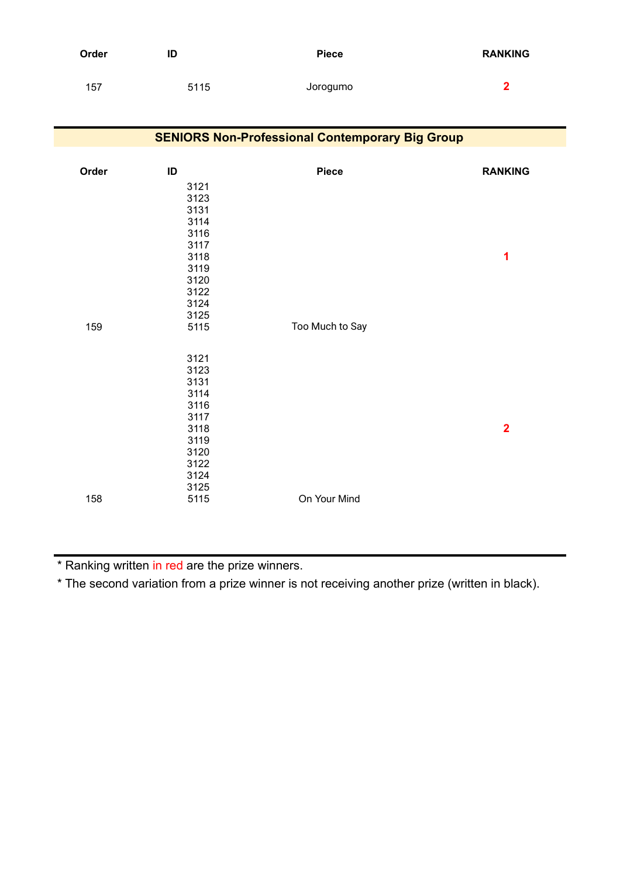| Order | ID | Piece | RANKING |
|---|---|---|---|
| 157 | 5115 | Jorogumo | 2 |

## SENIORS Non-Professional Contemporary Big Group

| Order | ID | Piece | RANKING |
|---|---|---|---|
| 159 | 3121<br>3123<br>3131<br>3114<br>3116<br>3117<br>3118<br>3119<br>3120<br>3122<br>3124<br>3125<br>5115 | Too Much to Say | 1 |
| 158 | 3121<br>3123<br>3131<br>3114<br>3116<br>3117<br>3118<br>3119<br>3120<br>3122<br>3124<br>3125<br>5115 | On Your Mind | 2 |

* Ranking written in red are the prize winners.
* The second variation from a prize winner is not receiving another prize (written in black).